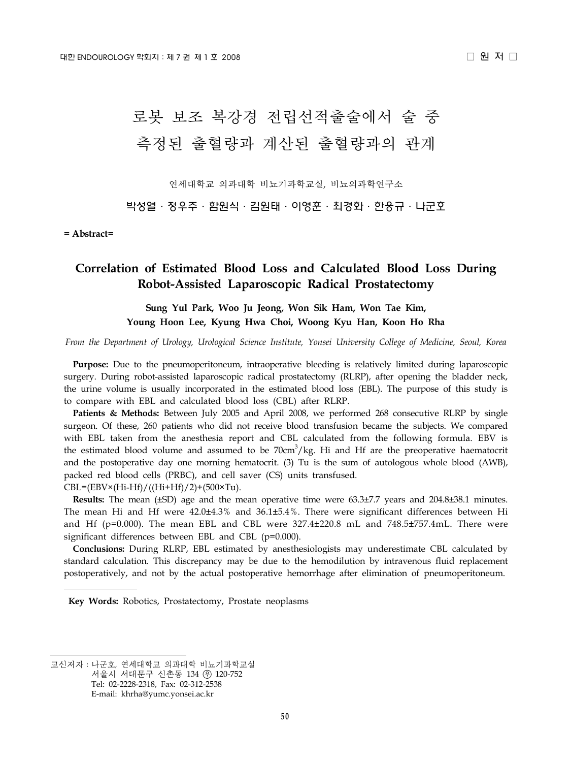□ 원 저 □

# 로봇 보조 복강경 전립선적출술에서 술 중 측정된 출혈량과 계산된 출혈량과의 관계

연세대학교 의과대학 비뇨기과학교실, 비뇨의과학연구소

**박성열 · 정우주 · 함원식 · 김원태 · 이영훈 · 최경화 · 한웅규 · 나군호**

**= Abstract=**

## Correlation of Estimated Blood Loss and Calculated Blood Loss During Robot-Assisted Laparoscopic Radical Prostatectomy

**Sung Yul Park, Woo Ju Jeong, Won Sik Ham, Won Tae Kim, Young Hoon Lee, Kyung Hwa Choi, Woong Kyu Han, Koon Ho Rha**

*From the Department of Urology, Urological Science Institute, Yonsei University College of Medicine, Seoul, Korea*

**Purpose:** Due to the pneumoperitoneum, intraoperative bleeding is relatively limited during laparoscopic surgery. During robot-assisted laparoscopic radical prostatectomy (RLRP), after opening the bladder neck, the urine volume is usually incorporated in the estimated blood loss (EBL). The purpose of this study is to compare with EBL and calculated blood loss (CBL) after RLRP.

**Patients & Methods:** Between July 2005 and April 2008, we performed 268 consecutive RLRP by single surgeon. Of these, 260 patients who did not receive blood transfusion became the subjects. We compared with EBL taken from the anesthesia report and CBL calculated from the following formula. EBV is the estimated blood volume and assumed to be $70cm^3/kg$. Hi and Hf are the preoperative haematocrit and the postoperative day one morning hematocrit. (3) Tu is the sum of autologous whole blood (AWB), packed red blood cells (PRBC), and cell saver (CS) units transfused.
$CBL=(EBV \times (Hi-Hf)/((Hi+Hf)/2)+(500 \times Tu)$.

**Results:** The mean (±SD) age and the mean operative time were 63.3±7.7 years and 204.8±38.1 minutes. The mean Hi and Hf were 42.0±4.3% and 36.1±5.4%. There were significant differences between Hi and Hf ($p=0.000$). The mean EBL and CBL were 327.4±220.8 mL and 748.5±757.4mL. There were significant differences between EBL and CBL ($p=0.000$).

**Conclusions:** During RLRP, EBL estimated by anesthesiologists may underestimate CBL calculated by standard calculation. This discrepancy may be due to the hemodilution by intravenous fluid replacement postoperatively, and not by the actual postoperative hemorrhage after elimination of pneumoperitoneum.

**Key Words:** Robotics, Prostatectomy, Prostate neoplasms

---

교신저자 : 나군호, 연세대학교 의과대학 비뇨기과학교실
서울시 서대문구 신촌동 134 ㉾ 120-752
Tel: 02-2228-2318, Fax: 02-312-2538
E-mail: khrha@yumc.yonsei.ac.kr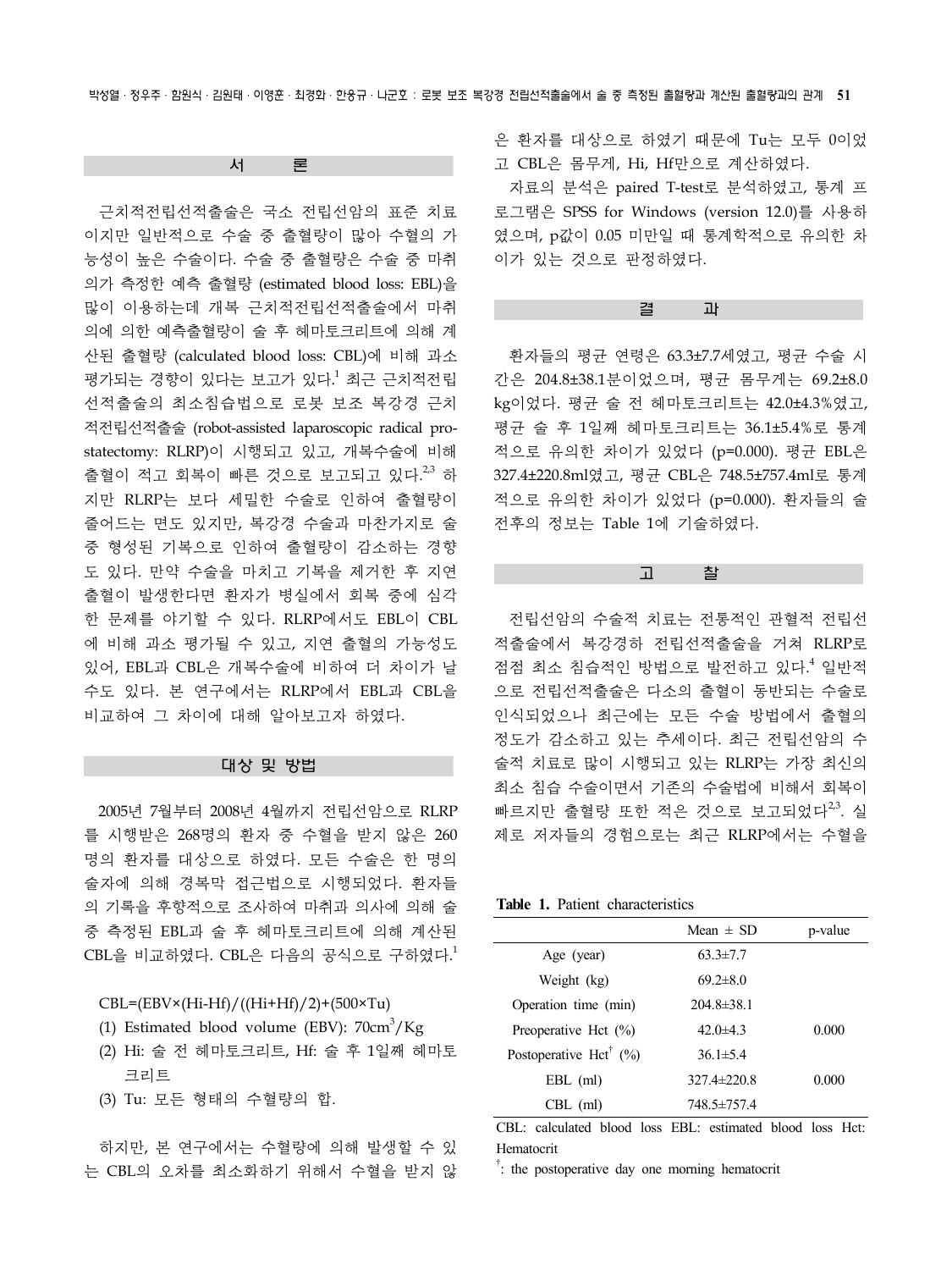## 서 론

근치적전립선적출술은 국소 전립선암의 표준 치료이지만 일반적으로 수술 중 출혈량이 많아 수혈의 가능성이 높은 수술이다. 수술 중 출혈량은 수술 중 마취의가 측정한 예측 출혈량 (estimated blood loss: EBL)을 많이 이용하는데 개복 근치적전립선적출술에서 마취의에 의한 예측출혈량이 술 후 헤마토크리트에 의해 계산된 출혈량 (calculated blood loss: CBL)에 비해 과소평가되는 경향이 있다는 보고가 있다.[1] 최근 근치적전립선적출술의 최소침습법으로 로봇 보조 복강경 근치적전립선적출술 (robot-assisted laparoscopic radical prostatectomy: RLRP)이 시행되고 있고, 개복수술에 비해 출혈이 적고 회복이 빠른 것으로 보고되고 있다.[2,3] 하지만 RLRP는 보다 세밀한 수술로 인하여 출혈량이 줄어드는 면도 있지만, 복강경 수술과 마찬가지로 술 중 형성된 기복으로 인하여 출혈량이 감소하는 경향도 있다. 만약 수술을 마치고 기복을 제거한 후 지연 출혈이 발생한다면 환자가 병실에서 회복 중에 심각한 문제를 야기할 수 있다. RLRP에서도 EBL이 CBL에 비해 과소 평가될 수 있고, 지연 출혈의 가능성도 있어, EBL과 CBL은 개복수술에 비하여 더 차이가 날 수도 있다. 본 연구에서는 RLRP에서 EBL과 CBL을 비교하여 그 차이에 대해 알아보고자 하였다.

## 대상 및 방법

2005년 7월부터 2008년 4월까지 전립선암으로 RLRP를 시행받은 268명의 환자 중 수혈을 받지 않은 260명의 환자를 대상으로 하였다. 모든 수술은 한 명의 술자에 의해 경복막 접근법으로 시행되었다. 환자들의 기록을 후향적으로 조사하여 마취과 의사에 의해 술 중 측정된 EBL과 술 후 헤마토크리트에 의해 계산된 CBL을 비교하였다. CBL은 다음의 공식으로 구하였다.[1]

$$CBL=(EBV\times(Hi-Hf)/((Hi+Hf)/2)+(500\times Tu)$$

(1) Estimated blood volume (EBV): $70cm^3/Kg$
(2) Hi: 술 전 헤마토크리트, Hf: 술 후 1일째 헤마토크리트
(3) Tu: 모든 형태의 수혈량의 합.

하지만, 본 연구에서는 수혈량에 의해 발생할 수 있는 CBL의 오차를 최소화하기 위해서 수혈을 받지 않은 환자를 대상으로 하였기 때문에 Tu는 모두 0이었고 CBL은 몸무게, Hi, Hf만으로 계산하였다.

자료의 분석은 paired T-test로 분석하였고, 통계 프로그램은 SPSS for Windows (version 12.0)를 사용하였으며, p값이 0.05 미만일 때 통계학적으로 유의한 차이가 있는 것으로 판정하였다.

## 결 과

환자들의 평균 연령은 63.3±7.7세였고, 평균 수술 시간은 204.8±38.1분이었으며, 평균 몸무게는 69.2±8.0 kg이었다. 평균 술 전 헤마토크리트는 42.0±4.3%였고, 평균 술 후 1일째 헤마토크리트는 36.1±5.4%로 통계적으로 유의한 차이가 있었다 (p=0.000). 평균 EBL은 327.4±220.8ml였고, 평균 CBL은 748.5±757.4ml로 통계적으로 유의한 차이가 있었다 (p=0.000). 환자들의 술 전후의 정보는 Table 1에 기술하였다.

## 고 찰

전립선암의 수술적 치료는 전통적인 관혈적 전립선적출술에서 복강경하 전립선적출술을 거쳐 RLRP로 점점 최소 침습적인 방법으로 발전하고 있다.[4] 일반적으로 전립선적출술은 다소의 출혈이 동반되는 수술로 인식되었으나 최근에는 모든 수술 방법에서 출혈의 정도가 감소하고 있는 추세이다. 최근 전립선암의 수술적 치료로 많이 시행되고 있는 RLRP는 가장 최신의 최소 침습 수술이면서 기존의 수술법에 비해서 회복이 빠르지만 출혈량 또한 적은 것으로 보고되었다[2,3]. 실제로 저자들의 경험으로는 최근 RLRP에서는 수혈을

**Table 1.** Patient characteristics

| | Mean ± SD | p-value |
|---|---|---|
| Age (year) | 63.3±7.7 | |
| Weight (kg) | 69.2±8.0 | |
| Operation time (min) | 204.8±38.1 | |
| Preoperative Hct (%) | 42.0±4.3 | 0.000 |
| Postoperative Hct† (%) | 36.1±5.4 | |
| EBL (ml) | 327.4±220.8 | 0.000 |
| CBL (ml) | 748.5±757.4 | |

CBL: calculated blood loss EBL: estimated blood loss Hct: Hematocrit

†: the postoperative day one morning hematocrit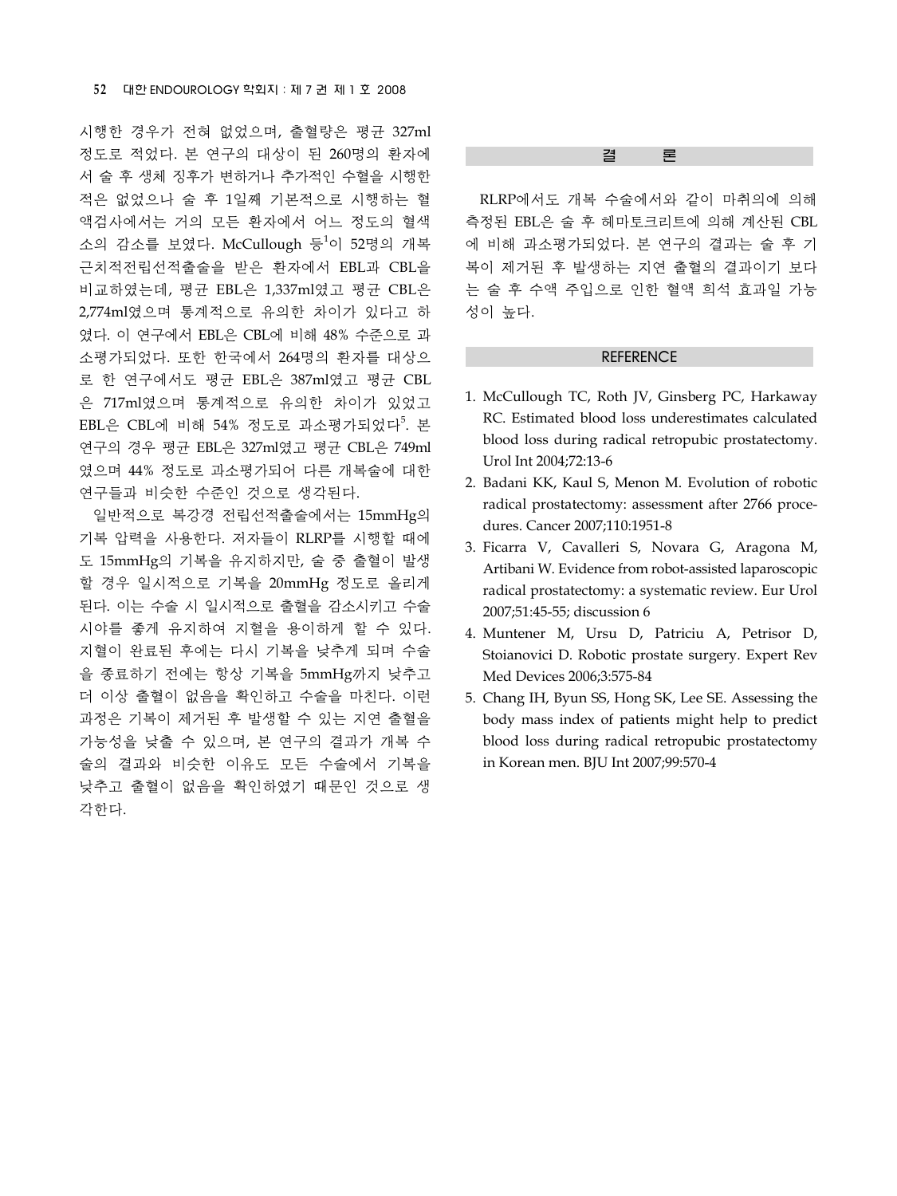시행한 경우가 전혀 없었으며, 출혈량은 평균 327ml 정도로 적었다. 본 연구의 대상이 된 260명의 환자에서 술 후 생체 징후가 변하거나 추가적인 수혈을 시행한 적은 없었으나 술 후 1일째 기본적으로 시행하는 혈액검사에서는 거의 모든 환자에서 어느 정도의 혈색소의 감소를 보였다. McCullough 등[1]이 52명의 개복 근치적전립선적출술을 받은 환자에서 EBL과 CBL을 비교하였는데, 평균 EBL은 1,337ml였고 평균 CBL은 2,774ml였으며 통계적으로 유의한 차이가 있다고 하였다. 이 연구에서 EBL은 CBL에 비해 48% 수준으로 과소평가되었다. 또한 한국에서 264명의 환자를 대상으로 한 연구에서도 평균 EBL은 387ml였고 평균 CBL은 717ml였으며 통계적으로 유의한 차이가 있었고 EBL은 CBL에 비해 54% 정도로 과소평가되었다[5]. 본 연구의 경우 평균 EBL은 327ml였고 평균 CBL은 749ml였으며 44% 정도로 과소평가되어 다른 개복술에 대한 연구들과 비슷한 수준인 것으로 생각된다.

일반적으로 복강경 전립선적출술에서는 15mmHg의 기복 압력을 사용한다. 저자들이 RLRP를 시행할 때에도 15mmHg의 기복을 유지하지만, 술 중 출혈이 발생할 경우 일시적으로 기복을 20mmHg 정도로 올리게 된다. 이는 수술 시 일시적으로 출혈을 감소시키고 수술 시야를 좋게 유지하여 지혈을 용이하게 할 수 있다. 지혈이 완료된 후에는 다시 기복을 낮추게 되며 수술을 종료하기 전에는 항상 기복을 5mmHg까지 낮추고 더 이상 출혈이 없음을 확인하고 수술을 마친다. 이런 과정은 기복이 제거된 후 발생할 수 있는 지연 출혈을 가능성을 낮출 수 있으며, 본 연구의 결과가 개복 수술의 결과와 비슷한 이유도 모든 수술에서 기복을 낮추고 출혈이 없음을 확인하였기 때문인 것으로 생각한다.

## 결 론

RLRP에서도 개복 수술에서와 같이 마취의에 의해 측정된 EBL은 술 후 헤마토크리트에 의해 계산된 CBL에 비해 과소평가되었다. 본 연구의 결과는 술 후 기복이 제거된 후 발생하는 지연 출혈의 결과이기 보다는 술 후 수액 주입으로 인한 혈액 희석 효과일 가능성이 높다.

## REFERENCE

1. McCullough TC, Roth JV, Ginsberg PC, Harkaway RC. Estimated blood loss underestimates calculated blood loss during radical retropubic prostatectomy. Urol Int 2004;72:13-6
2. Badani KK, Kaul S, Menon M. Evolution of robotic radical prostatectomy: assessment after 2766 procedures. Cancer 2007;110:1951-8
3. Ficarra V, Cavalleri S, Novara G, Aragona M, Artibani W. Evidence from robot-assisted laparoscopic radical prostatectomy: a systematic review. Eur Urol 2007;51:45-55; discussion 6
4. Muntener M, Ursu D, Patriciu A, Petrisor D, Stoianovici D. Robotic prostate surgery. Expert Rev Med Devices 2006;3:575-84
5. Chang IH, Byun SS, Hong SK, Lee SE. Assessing the body mass index of patients might help to predict blood loss during radical retropubic prostatectomy in Korean men. BJU Int 2007;99:570-4